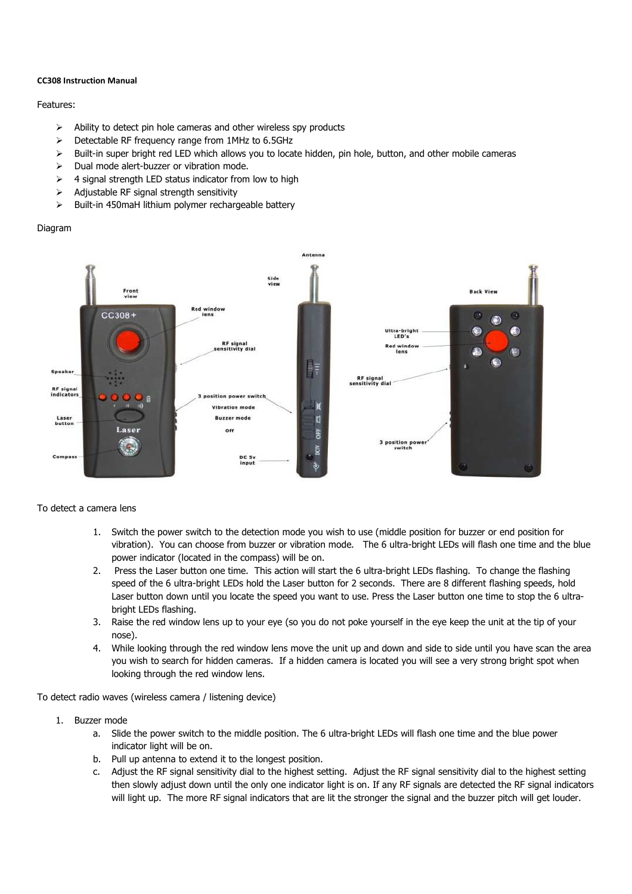**CC308 Instruction Manual**

Features:

- Ability to detect pin hole cameras and other wireless spy products
- Detectable RF frequency range from 1MHz to 6.5GHz
- Built-in super bright red LED which allows you to locate hidden, pin hole, button, and other mobile cameras
- Dual mode alert-buzzer or vibration mode.
- 4 signal strength LED status indicator from low to high
- Adjustable RF signal strength sensitivity
- Built-in 450maH lithium polymer rechargeable battery

Diagram

To detect a camera lens

1. Switch the power switch to the detection mode you wish to use (middle position for buzzer or end position for vibration). You can choose from buzzer or vibration mode. The 6 ultra-bright LEDs will flash one time and the blue power indicator (located in the compass) will be on.
2. Press the Laser button one time. This action will start the 6 ultra-bright LEDs flashing. To change the flashing speed of the 6 ultra-bright LEDs hold the Laser button for 2 seconds. There are 8 different flashing speeds, hold Laser button down until you locate the speed you want to use. Press the Laser button one time to stop the 6 ultra-bright LEDs flashing.
3. Raise the red window lens up to your eye (so you do not poke yourself in the eye keep the unit at the tip of your nose).
4. While looking through the red window lens move the unit up and down and side to side until you have scan the area you wish to search for hidden cameras. If a hidden camera is located you will see a very strong bright spot when looking through the red window lens.

To detect radio waves (wireless camera / listening device)

1. Buzzer mode
   a. Slide the power switch to the middle position. The 6 ultra-bright LEDs will flash one time and the blue power indicator light will be on.
   b. Pull up antenna to extend it to the longest position.
   c. Adjust the RF signal sensitivity dial to the highest setting. Adjust the RF signal sensitivity dial to the highest setting then slowly adjust down until the only one indicator light is on. If any RF signals are detected the RF signal indicators will light up. The more RF signal indicators that are lit the stronger the signal and the buzzer pitch will get louder.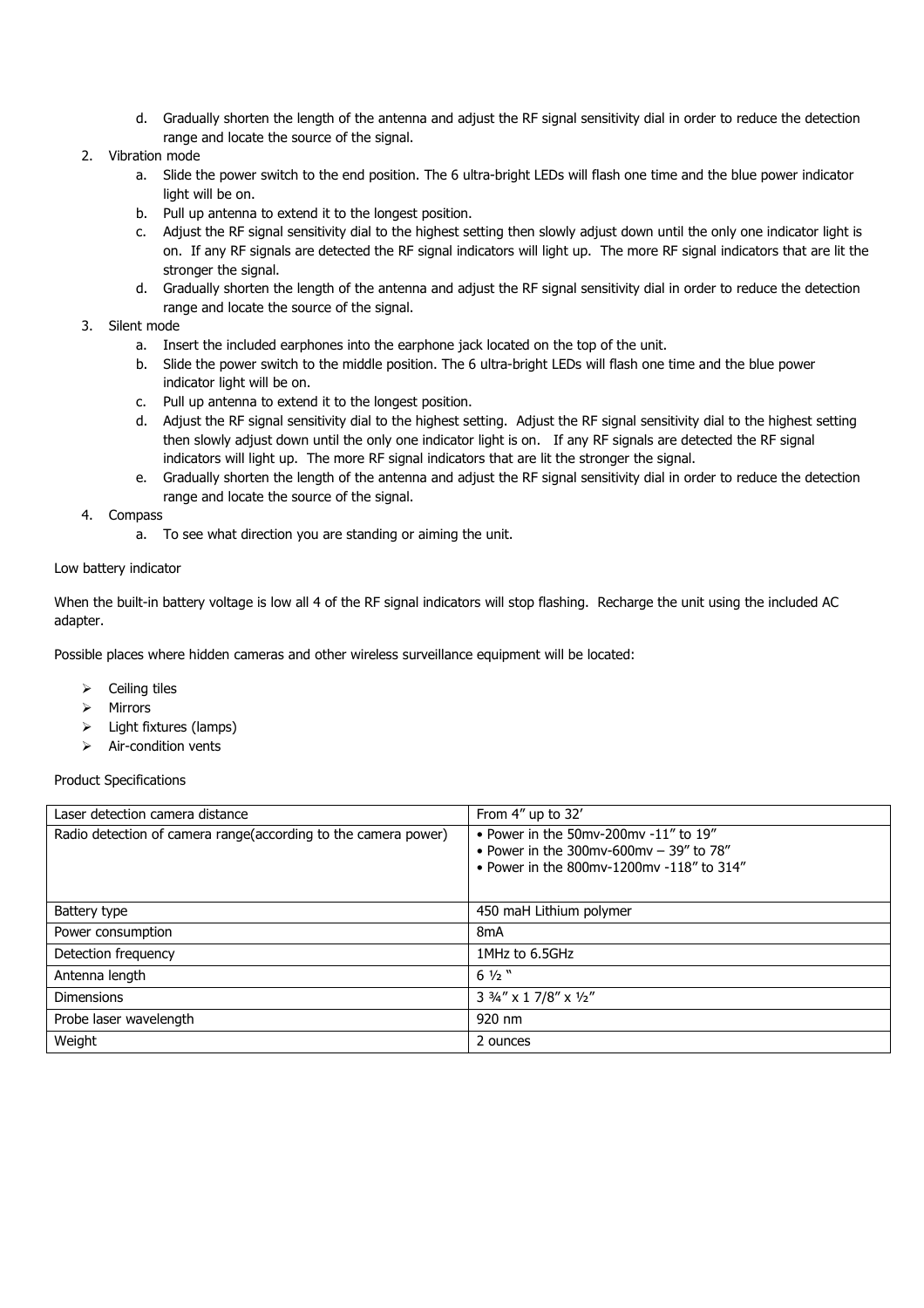d. Gradually shorten the length of the antenna and adjust the RF signal sensitivity dial in order to reduce the detection range and locate the source of the signal.

2. Vibration mode
   a. Slide the power switch to the end position. The 6 ultra-bright LEDs will flash one time and the blue power indicator light will be on.
   b. Pull up antenna to extend it to the longest position.
   c. Adjust the RF signal sensitivity dial to the highest setting then slowly adjust down until the only one indicator light is on. If any RF signals are detected the RF signal indicators will light up. The more RF signal indicators that are lit the stronger the signal.
   d. Gradually shorten the length of the antenna and adjust the RF signal sensitivity dial in order to reduce the detection range and locate the source of the signal.
3. Silent mode
   a. Insert the included earphones into the earphone jack located on the top of the unit.
   b. Slide the power switch to the middle position. The 6 ultra-bright LEDs will flash one time and the blue power indicator light will be on.
   c. Pull up antenna to extend it to the longest position.
   d. Adjust the RF signal sensitivity dial to the highest setting. Adjust the RF signal sensitivity dial to the highest setting then slowly adjust down until the only one indicator light is on. If any RF signals are detected the RF signal indicators will light up. The more RF signal indicators that are lit the stronger the signal.
   e. Gradually shorten the length of the antenna and adjust the RF signal sensitivity dial in order to reduce the detection range and locate the source of the signal.
4. Compass
   a. To see what direction you are standing or aiming the unit.

Low battery indicator

When the built-in battery voltage is low all 4 of the RF signal indicators will stop flashing. Recharge the unit using the included AC adapter.

Possible places where hidden cameras and other wireless surveillance equipment will be located:

- Ceiling tiles
- Mirrors
- Light fixtures (lamps)
- Air-condition vents

Product Specifications

| | |
|---|---|
| Laser detection camera distance | From 4″ up to 32′ |
| Radio detection of camera range(according to the camera power) | • Power in the 50mv-200mv -11″ to 19″<br>• Power in the 300mv-600mv – 39″ to 78″<br>• Power in the 800mv-1200mv -118″ to 314″ |
| Battery type | 450 maH Lithium polymer |
| Power consumption | 8mA |
| Detection frequency | 1MHz to 6.5GHz |
| Antenna length | 6 ½ " |
| Dimensions | 3 ¾″ x 1 7/8″ x ½″ |
| Probe laser wavelength | 920 nm |
| Weight | 2 ounces |